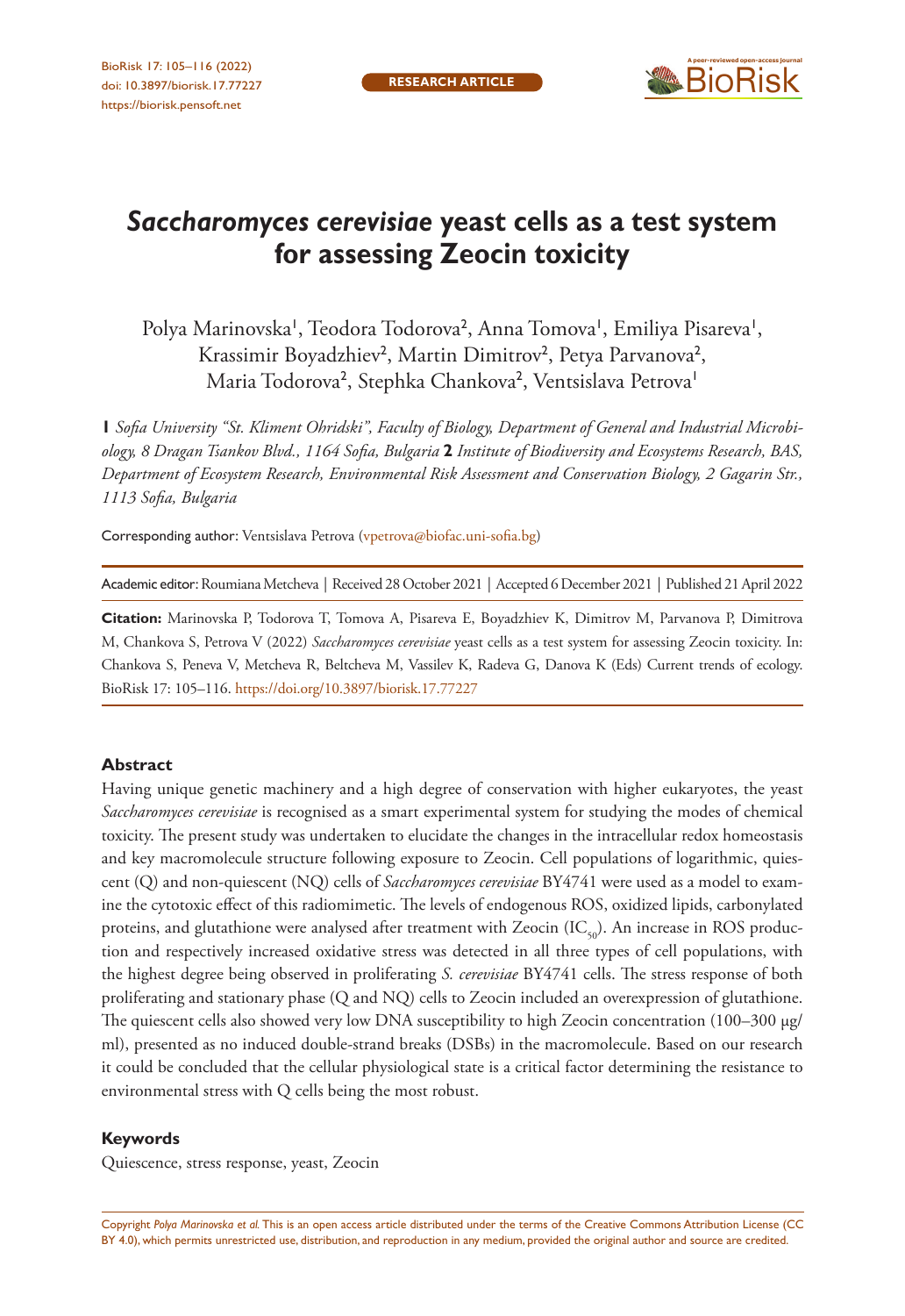# *Saccharomyces cerevisiae* yeast cells as a test system for assessing Zeocin toxicity

Polya Marinovska[1], Teodora Todorova[2], Anna Tomova[1], Emiliya Pisareva[1], Krassimir Boyadzhiev[2], Martin Dimitrov[2], Petya Parvanova[2], Maria Todorova[2], Stephka Chankova[2], Ventsislava Petrova[1]

**1** *Sofia University "St. Kliment Ohridski", Faculty of Biology, Department of General and Industrial Microbiology, 8 Dragan Tsankov Blvd., 1164 Sofia, Bulgaria* **2** *Institute of Biodiversity and Ecosystems Research, BAS, Department of Ecosystem Research, Environmental Risk Assessment and Conservation Biology, 2 Gagarin Str., 1113 Sofia, Bulgaria*

Corresponding author: Ventsislava Petrova (vpetrova@biofac.uni-sofia.bg)

Academic editor: Roumiana Metcheva | Received 28 October 2021 | Accepted 6 December 2021 | Published 21 April 2022

**Citation:** Marinovska P, Todorova T, Tomova A, Pisareva E, Boyadzhiev K, Dimitrov M, Parvanova P, Dimitrova M, Chankova S, Petrova V (2022) *Saccharomyces cerevisiae* yeast cells as a test system for assessing Zeocin toxicity. In: Chankova S, Peneva V, Metcheva R, Beltcheva M, Vassilev K, Radeva G, Danova K (Eds) Current trends of ecology. BioRisk 17: 105–116. https://doi.org/10.3897/biorisk.17.77227

## Abstract

Having unique genetic machinery and a high degree of conservation with higher eukaryotes, the yeast *Saccharomyces cerevisiae* is recognised as a smart experimental system for studying the modes of chemical toxicity. The present study was undertaken to elucidate the changes in the intracellular redox homeostasis and key macromolecule structure following exposure to Zeocin. Cell populations of logarithmic, quiescent (Q) and non-quiescent (NQ) cells of *Saccharomyces cerevisiae* BY4741 were used as a model to examine the cytotoxic effect of this radiomimetic. The levels of endogenous ROS, oxidized lipids, carbonylated proteins, and glutathione were analysed after treatment with Zeocin ($IC_{50}$). An increase in ROS production and respectively increased oxidative stress was detected in all three types of cell populations, with the highest degree being observed in proliferating *S. cerevisiae* BY4741 cells. The stress response of both proliferating and stationary phase (Q and NQ) cells to Zeocin included an overexpression of glutathione. The quiescent cells also showed very low DNA susceptibility to high Zeocin concentration (100–300 μg/ml), presented as no induced double-strand breaks (DSBs) in the macromolecule. Based on our research it could be concluded that the cellular physiological state is a critical factor determining the resistance to environmental stress with Q cells being the most robust.

### Keywords

Quiescence, stress response, yeast, Zeocin

Copyright *Polya Marinovska et al.* This is an open access article distributed under the terms of the Creative Commons Attribution License (CC BY 4.0), which permits unrestricted use, distribution, and reproduction in any medium, provided the original author and source are credited.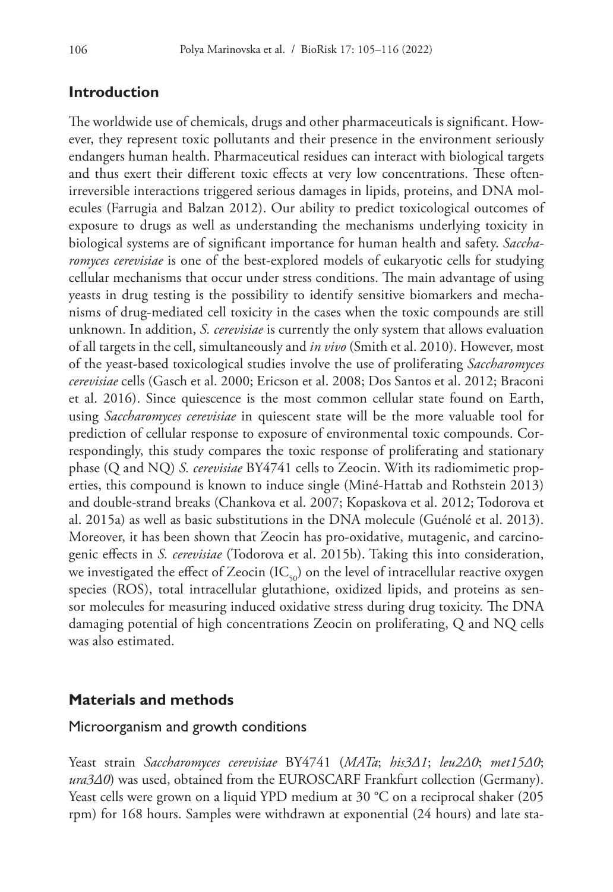## Introduction

The worldwide use of chemicals, drugs and other pharmaceuticals is significant. However, they represent toxic pollutants and their presence in the environment seriously endangers human health. Pharmaceutical residues can interact with biological targets and thus exert their different toxic effects at very low concentrations. These often-irreversible interactions triggered serious damages in lipids, proteins, and DNA molecules (Farrugia and Balzan 2012). Our ability to predict toxicological outcomes of exposure to drugs as well as understanding the mechanisms underlying toxicity in biological systems are of significant importance for human health and safety. *Saccharomyces cerevisiae* is one of the best-explored models of eukaryotic cells for studying cellular mechanisms that occur under stress conditions. The main advantage of using yeasts in drug testing is the possibility to identify sensitive biomarkers and mechanisms of drug-mediated cell toxicity in the cases when the toxic compounds are still unknown. In addition, *S. cerevisiae* is currently the only system that allows evaluation of all targets in the cell, simultaneously and *in vivo* (Smith et al. 2010). However, most of the yeast-based toxicological studies involve the use of proliferating *Saccharomyces cerevisiae* cells (Gasch et al. 2000; Ericson et al. 2008; Dos Santos et al. 2012; Braconi et al. 2016). Since quiescence is the most common cellular state found on Earth, using *Saccharomyces cerevisiae* in quiescent state will be the more valuable tool for prediction of cellular response to exposure of environmental toxic compounds. Correspondingly, this study compares the toxic response of proliferating and stationary phase (Q and NQ) *S. cerevisiae* BY4741 cells to Zeocin. With its radiomimetic properties, this compound is known to induce single (Miné-Hattab and Rothstein 2013) and double-strand breaks (Chankova et al. 2007; Kopaskova et al. 2012; Todorova et al. 2015a) as well as basic substitutions in the DNA molecule (Guénolé et al. 2013). Moreover, it has been shown that Zeocin has pro-oxidative, mutagenic, and carcinogenic effects in *S. cerevisiae* (Todorova et al. 2015b). Taking this into consideration, we investigated the effect of Zeocin ($IC_{50}$) on the level of intracellular reactive oxygen species (ROS), total intracellular glutathione, oxidized lipids, and proteins as sensor molecules for measuring induced oxidative stress during drug toxicity. The DNA damaging potential of high concentrations Zeocin on proliferating, Q and NQ cells was also estimated.

## Materials and methods

### Microorganism and growth conditions

Yeast strain *Saccharomyces cerevisiae* BY4741 (*MATa*; *his3Δ1*; *leu2Δ0*; *met15Δ0*; *ura3Δ0*) was used, obtained from the EUROSCARF Frankfurt collection (Germany). Yeast cells were grown on a liquid YPD medium at 30 °C on a reciprocal shaker (205 rpm) for 168 hours. Samples were withdrawn at exponential (24 hours) and late sta-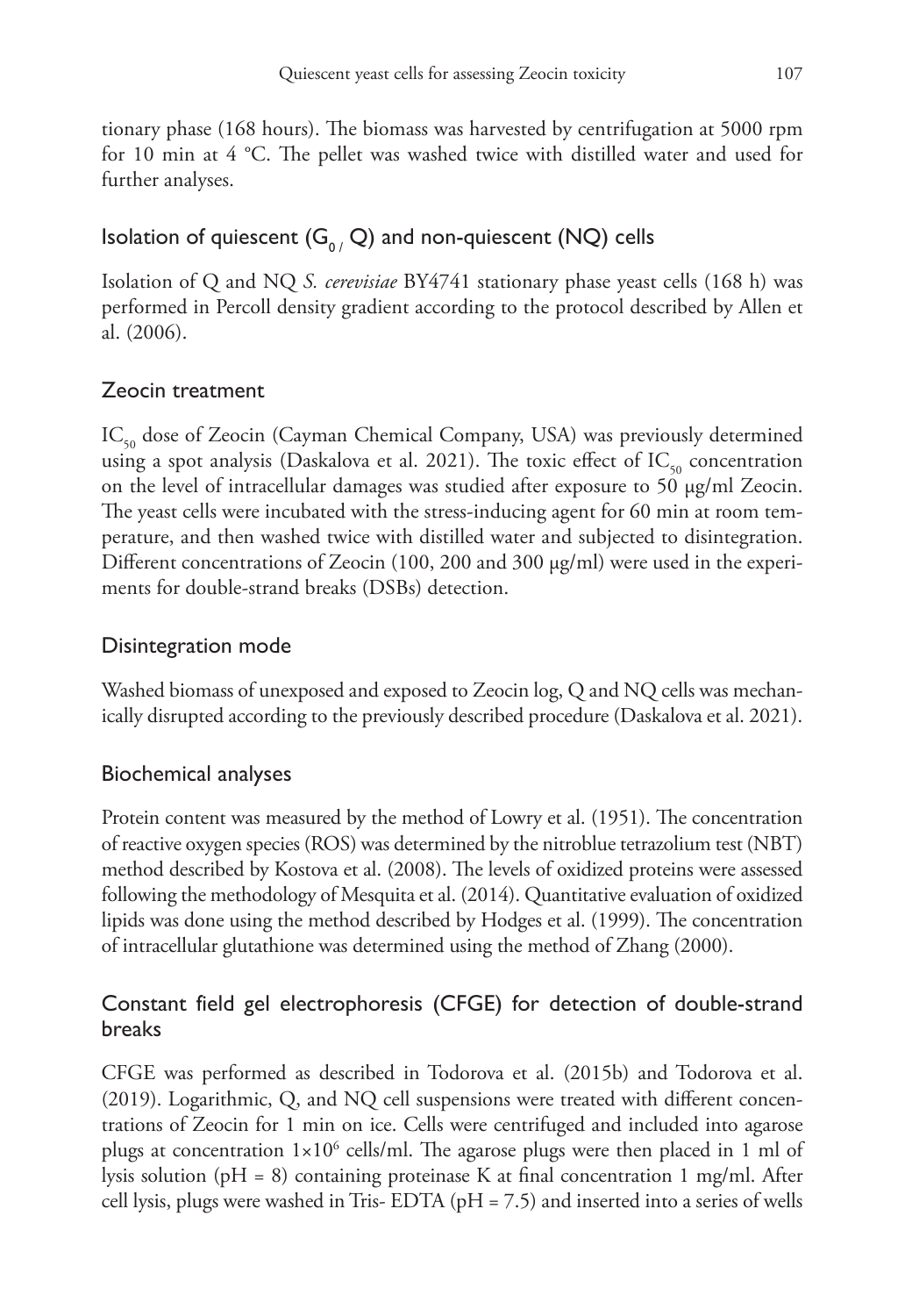tionary phase (168 hours). The biomass was harvested by centrifugation at 5000 rpm for 10 min at 4 °C. The pellet was washed twice with distilled water and used for further analyses.

## Isolation of quiescent ($G_{0}$ / Q) and non-quiescent (NQ) cells

Isolation of Q and NQ *S. cerevisiae* BY4741 stationary phase yeast cells (168 h) was performed in Percoll density gradient according to the protocol described by Allen et al. (2006).

## Zeocin treatment

$IC_{50}$ dose of Zeocin (Cayman Chemical Company, USA) was previously determined using a spot analysis (Daskalova et al. 2021). The toxic effect of $IC_{50}$ concentration on the level of intracellular damages was studied after exposure to 50 μg/ml Zeocin. The yeast cells were incubated with the stress-inducing agent for 60 min at room temperature, and then washed twice with distilled water and subjected to disintegration. Different concentrations of Zeocin (100, 200 and 300 μg/ml) were used in the experiments for double-strand breaks (DSBs) detection.

## Disintegration mode

Washed biomass of unexposed and exposed to Zeocin log, Q and NQ cells was mechanically disrupted according to the previously described procedure (Daskalova et al. 2021).

## Biochemical analyses

Protein content was measured by the method of Lowry et al. (1951). The concentration of reactive oxygen species (ROS) was determined by the nitroblue tetrazolium test (NBT) method described by Kostova et al. (2008). The levels of oxidized proteins were assessed following the methodology of Mesquita et al. (2014). Quantitative evaluation of oxidized lipids was done using the method described by Hodges et al. (1999). The concentration of intracellular glutathione was determined using the method of Zhang (2000).

## Constant field gel electrophoresis (CFGE) for detection of double-strand breaks

CFGE was performed as described in Todorova et al. (2015b) and Todorova et al. (2019). Logarithmic, Q, and NQ cell suspensions were treated with different concentrations of Zeocin for 1 min on ice. Cells were centrifuged and included into agarose plugs at concentration $1\times10^{6}$ cells/ml. The agarose plugs were then placed in 1 ml of lysis solution (pH = 8) containing proteinase K at final concentration 1 mg/ml. After cell lysis, plugs were washed in Tris- EDTA (pH = 7.5) and inserted into a series of wells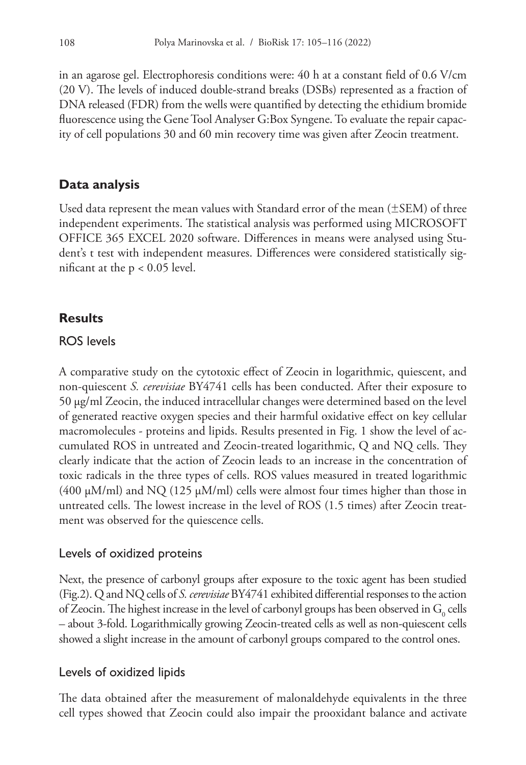in an agarose gel. Electrophoresis conditions were: 40 h at a constant field of 0.6 V/cm (20 V). The levels of induced double-strand breaks (DSBs) represented as a fraction of DNA released (FDR) from the wells were quantified by detecting the ethidium bromide fluorescence using the Gene Tool Analyser G:Box Syngene. To evaluate the repair capacity of cell populations 30 and 60 min recovery time was given after Zeocin treatment.

## Data analysis

Used data represent the mean values with Standard error of the mean (±SEM) of three independent experiments. The statistical analysis was performed using MICROSOFT OFFICE 365 EXCEL 2020 software. Differences in means were analysed using Student's t test with independent measures. Differences were considered statistically significant at the $p < 0.05$ level.

## Results

### ROS levels

A comparative study on the cytotoxic effect of Zeocin in logarithmic, quiescent, and non-quiescent *S. cerevisiae* BY4741 cells has been conducted. After their exposure to 50 µg/ml Zeocin, the induced intracellular changes were determined based on the level of generated reactive oxygen species and their harmful oxidative effect on key cellular macromolecules - proteins and lipids. Results presented in Fig. 1 show the level of accumulated ROS in untreated and Zeocin-treated logarithmic, Q and NQ cells. They clearly indicate that the action of Zeocin leads to an increase in the concentration of toxic radicals in the three types of cells. ROS values measured in treated logarithmic (400 µM/ml) and NQ (125 µM/ml) cells were almost four times higher than those in untreated cells. The lowest increase in the level of ROS (1.5 times) after Zeocin treatment was observed for the quiescence cells.

### Levels of oxidized proteins

Next, the presence of carbonyl groups after exposure to the toxic agent has been studied (Fig.2). Q and NQ cells of *S. cerevisiae* BY4741 exhibited differential responses to the action of Zeocin. The highest increase in the level of carbonyl groups has been observed in $G_0$ cells – about 3-fold. Logarithmically growing Zeocin-treated cells as well as non-quiescent cells showed a slight increase in the amount of carbonyl groups compared to the control ones.

### Levels of oxidized lipids

The data obtained after the measurement of malonaldehyde equivalents in the three cell types showed that Zeocin could also impair the prooxidant balance and activate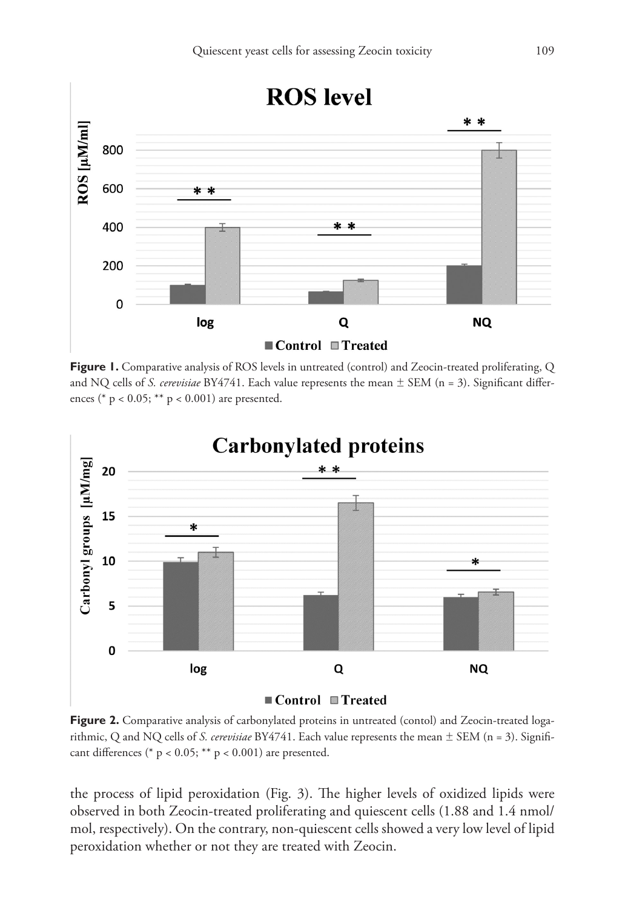**Figure 1.** Comparative analysis of ROS levels in untreated (control) and Zeocin-treated proliferating, Q and NQ cells of *S. cerevisiae* BY4741. Each value represents the mean ± SEM (n = 3). Significant differences (* $p < 0.05$; ** $p < 0.001$) are presented.

**Figure 2.** Comparative analysis of carbonylated proteins in untreated (contol) and Zeocin-treated logarithmic, Q and NQ cells of *S. cerevisiae* BY4741. Each value represents the mean ± SEM (n = 3). Significant differences (* $p < 0.05$; ** $p < 0.001$) are presented.

the process of lipid peroxidation (Fig. 3). The higher levels of oxidized lipids were observed in both Zeocin-treated proliferating and quiescent cells (1.88 and 1.4 nmol/mol, respectively). On the contrary, non-quiescent cells showed a very low level of lipid peroxidation whether or not they are treated with Zeocin.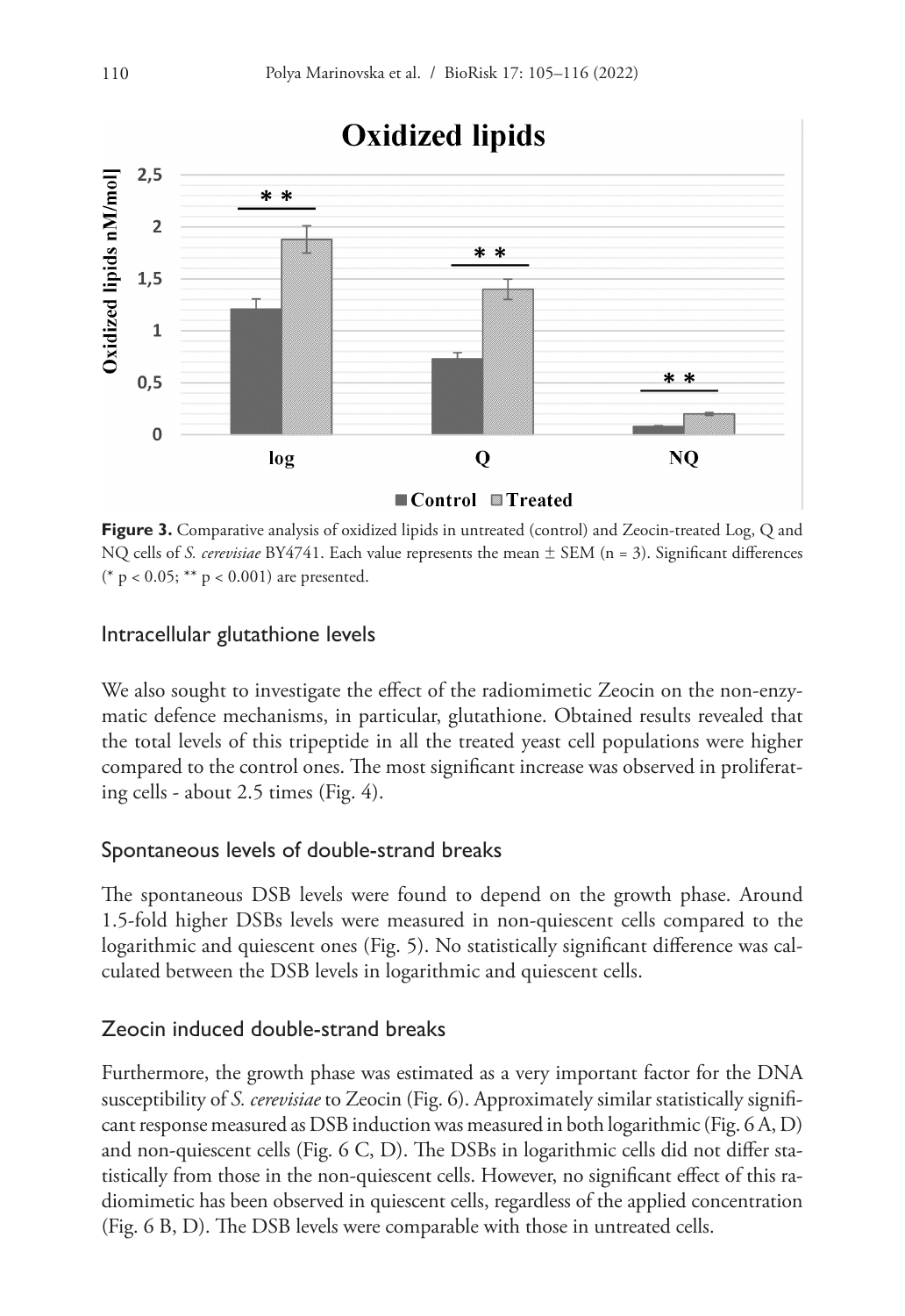**Figure 3.** Comparative analysis of oxidized lipids in untreated (control) and Zeocin-treated Log, Q and NQ cells of *S. cerevisiae* BY4741. Each value represents the mean ± SEM (n = 3). Significant differences (* $p < 0.05$; ** $p < 0.001$) are presented.

### Intracellular glutathione levels

We also sought to investigate the effect of the radiomimetic Zeocin on the non-enzymatic defence mechanisms, in particular, glutathione. Obtained results revealed that the total levels of this tripeptide in all the treated yeast cell populations were higher compared to the control ones. The most significant increase was observed in proliferating cells - about 2.5 times (Fig. 4).

### Spontaneous levels of double-strand breaks

The spontaneous DSB levels were found to depend on the growth phase. Around 1.5-fold higher DSBs levels were measured in non-quiescent cells compared to the logarithmic and quiescent ones (Fig. 5). No statistically significant difference was calculated between the DSB levels in logarithmic and quiescent cells.

### Zeocin induced double-strand breaks

Furthermore, the growth phase was estimated as a very important factor for the DNA susceptibility of *S. cerevisiae* to Zeocin (Fig. 6). Approximately similar statistically significant response measured as DSB induction was measured in both logarithmic (Fig. 6 A, D) and non-quiescent cells (Fig. 6 C, D). The DSBs in logarithmic cells did not differ statistically from those in the non-quiescent cells. However, no significant effect of this radiomimetic has been observed in quiescent cells, regardless of the applied concentration (Fig. 6 B, D). The DSB levels were comparable with those in untreated cells.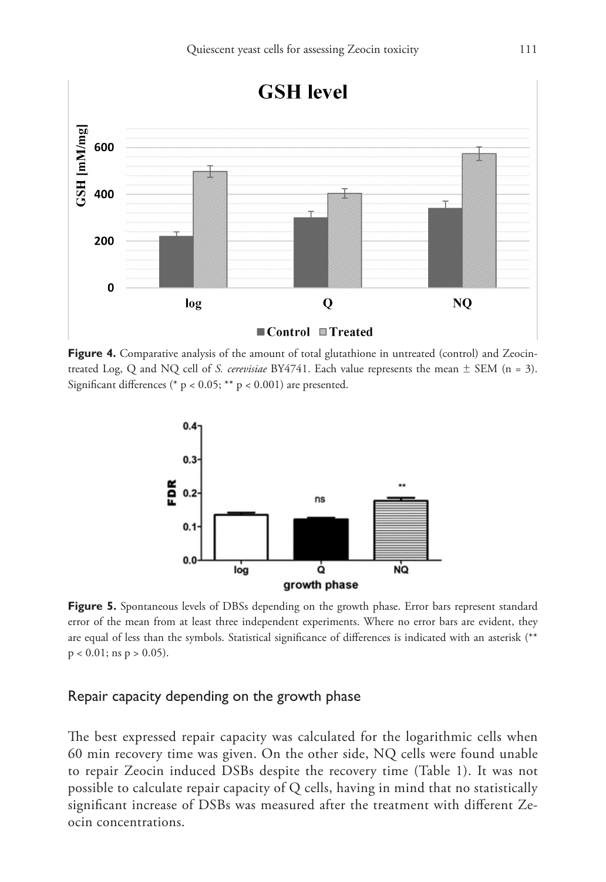**Figure 4.** Comparative analysis of the amount of total glutathione in untreated (control) and Zeocin-treated Log, Q and NQ cell of *S. cerevisiae* BY4741. Each value represents the mean ± SEM (n = 3). Significant differences (* $p < 0.05$; ** $p < 0.001$) are presented.

**Figure 5.** Spontaneous levels of DBSs depending on the growth phase. Error bars represent standard error of the mean from at least three independent experiments. Where no error bars are evident, they are equal of less than the symbols. Statistical significance of differences is indicated with an asterisk (** $p < 0.01$; ns $p > 0.05$).

## Repair capacity depending on the growth phase

The best expressed repair capacity was calculated for the logarithmic cells when 60 min recovery time was given. On the other side, NQ cells were found unable to repair Zeocin induced DSBs despite the recovery time (Table 1). It was not possible to calculate repair capacity of Q cells, having in mind that no statistically significant increase of DSBs was measured after the treatment with different Zeocin concentrations.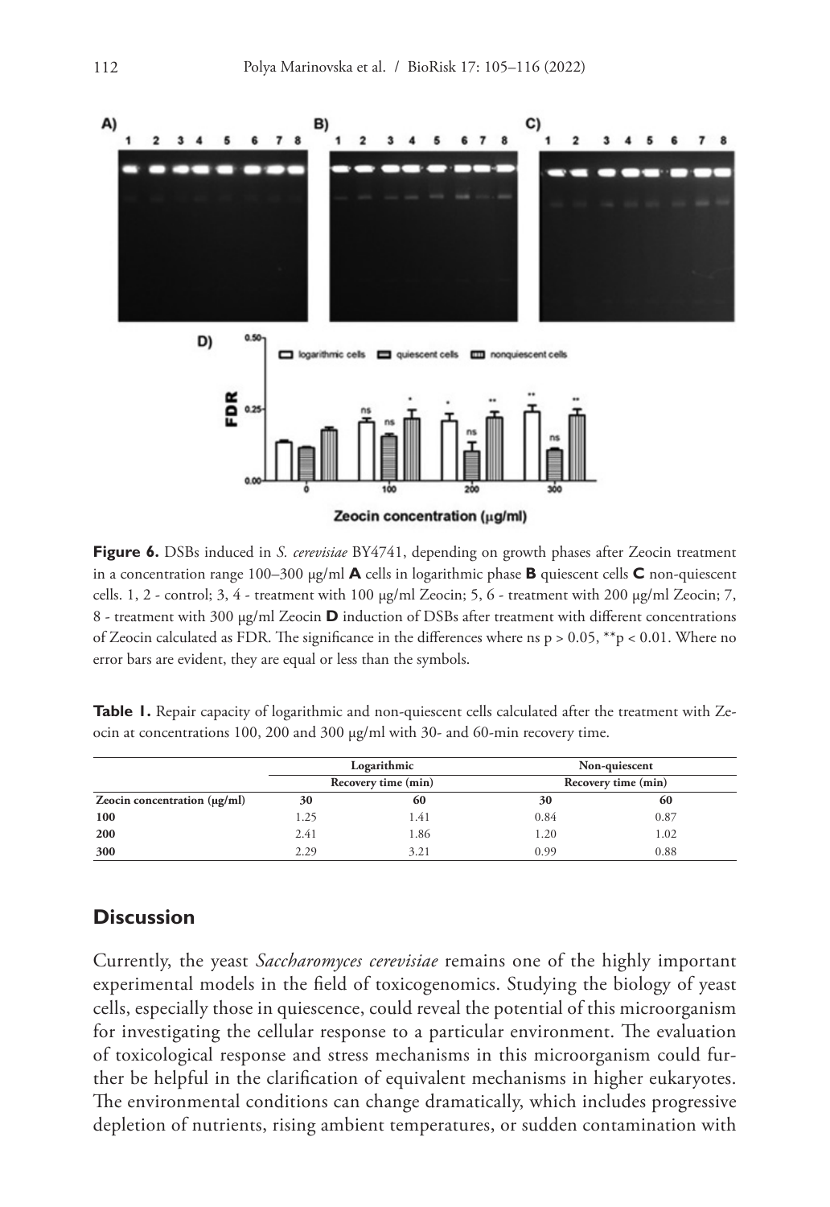**Figure 6.** DSBs induced in *S. cerevisiae* BY4741, depending on growth phases after Zeocin treatment in a concentration range 100–300 μg/ml **A** cells in logarithmic phase **B** quiescent cells **C** non-quiescent cells. 1, 2 - control; 3, 4 - treatment with 100 μg/ml Zeocin; 5, 6 - treatment with 200 μg/ml Zeocin; 7, 8 - treatment with 300 μg/ml Zeocin **D** induction of DSBs after treatment with different concentrations of Zeocin calculated as FDR. The significance in the differences where ns $p > 0.05$, ** $p < 0.01$. Where no error bars are evident, they are equal or less than the symbols.

**Table 1.** Repair capacity of logarithmic and non-quiescent cells calculated after the treatment with Zeocin at concentrations 100, 200 and 300 μg/ml with 30- and 60-min recovery time.

| | Logarithmic | | Non-quiescent | |
|---|---|---|---|---|
| | Recovery time (min) | | Recovery time (min) | |
| **Zeocin concentration (μg/ml)** | **30** | **60** | **30** | **60** |
| **100** | 1.25 | 1.41 | 0.84 | 0.87 |
| **200** | 2.41 | 1.86 | 1.20 | 1.02 |
| **300** | 2.29 | 3.21 | 0.99 | 0.88 |

## Discussion

Currently, the yeast *Saccharomyces cerevisiae* remains one of the highly important experimental models in the field of toxicogenomics. Studying the biology of yeast cells, especially those in quiescence, could reveal the potential of this microorganism for investigating the cellular response to a particular environment. The evaluation of toxicological response and stress mechanisms in this microorganism could further be helpful in the clarification of equivalent mechanisms in higher eukaryotes. The environmental conditions can change dramatically, which includes progressive depletion of nutrients, rising ambient temperatures, or sudden contamination with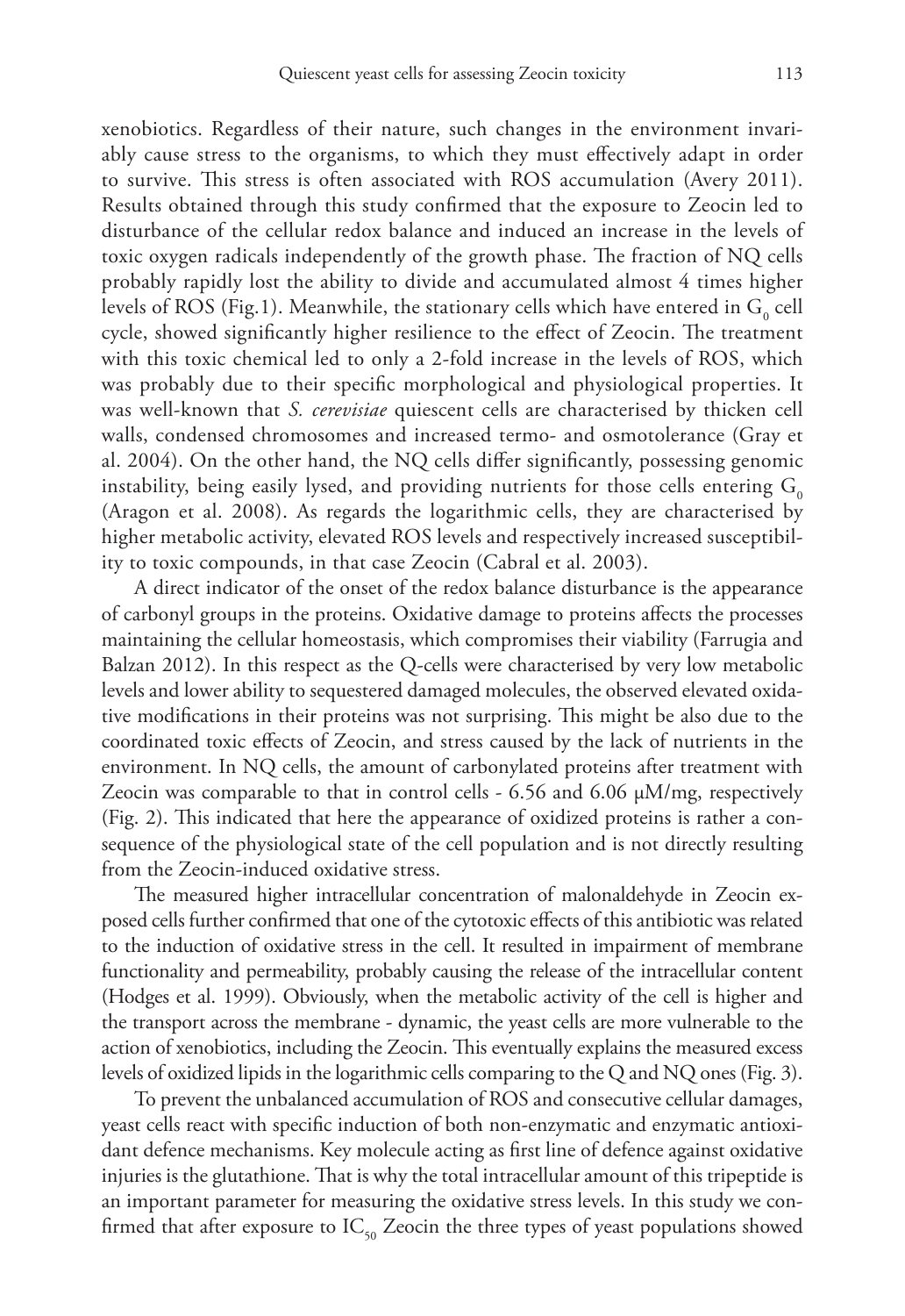xenobiotics. Regardless of their nature, such changes in the environment invariably cause stress to the organisms, to which they must effectively adapt in order to survive. This stress is often associated with ROS accumulation (Avery 2011). Results obtained through this study confirmed that the exposure to Zeocin led to disturbance of the cellular redox balance and induced an increase in the levels of toxic oxygen radicals independently of the growth phase. The fraction of NQ cells probably rapidly lost the ability to divide and accumulated almost 4 times higher levels of ROS (Fig.1). Meanwhile, the stationary cells which have entered in $G_0$ cell cycle, showed significantly higher resilience to the effect of Zeocin. The treatment with this toxic chemical led to only a 2-fold increase in the levels of ROS, which was probably due to their specific morphological and physiological properties. It was well-known that *S. cerevisiae* quiescent cells are characterised by thicken cell walls, condensed chromosomes and increased termo- and osmotolerance (Gray et al. 2004). On the other hand, the NQ cells differ significantly, possessing genomic instability, being easily lysed, and providing nutrients for those cells entering $G_0$ (Aragon et al. 2008). As regards the logarithmic cells, they are characterised by higher metabolic activity, elevated ROS levels and respectively increased susceptibility to toxic compounds, in that case Zeocin (Cabral et al. 2003).

A direct indicator of the onset of the redox balance disturbance is the appearance of carbonyl groups in the proteins. Oxidative damage to proteins affects the processes maintaining the cellular homeostasis, which compromises their viability (Farrugia and Balzan 2012). In this respect as the Q-cells were characterised by very low metabolic levels and lower ability to sequestered damaged molecules, the observed elevated oxidative modifications in their proteins was not surprising. This might be also due to the coordinated toxic effects of Zeocin, and stress caused by the lack of nutrients in the environment. In NQ cells, the amount of carbonylated proteins after treatment with Zeocin was comparable to that in control cells - 6.56 and 6.06 μM/mg, respectively (Fig. 2). This indicated that here the appearance of oxidized proteins is rather a consequence of the physiological state of the cell population and is not directly resulting from the Zeocin-induced oxidative stress.

The measured higher intracellular concentration of malonaldehyde in Zeocin exposed cells further confirmed that one of the cytotoxic effects of this antibiotic was related to the induction of oxidative stress in the cell. It resulted in impairment of membrane functionality and permeability, probably causing the release of the intracellular content (Hodges et al. 1999). Obviously, when the metabolic activity of the cell is higher and the transport across the membrane - dynamic, the yeast cells are more vulnerable to the action of xenobiotics, including the Zeocin. This eventually explains the measured excess levels of oxidized lipids in the logarithmic cells comparing to the Q and NQ ones (Fig. 3).

To prevent the unbalanced accumulation of ROS and consecutive cellular damages, yeast cells react with specific induction of both non-enzymatic and enzymatic antioxidant defence mechanisms. Key molecule acting as first line of defence against oxidative injuries is the glutathione. That is why the total intracellular amount of this tripeptide is an important parameter for measuring the oxidative stress levels. In this study we confirmed that after exposure to $IC_{50}$ Zeocin the three types of yeast populations showed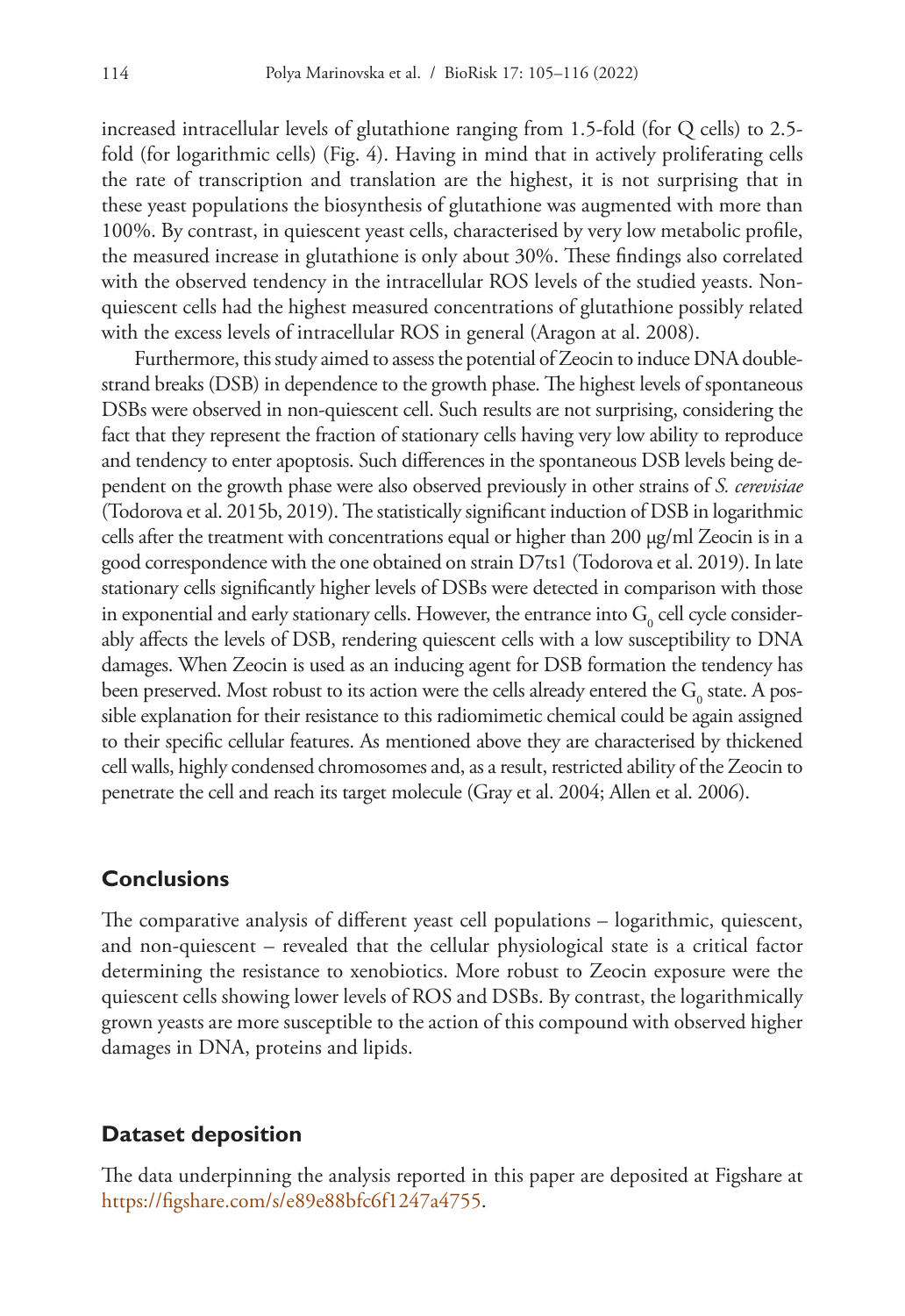increased intracellular levels of glutathione ranging from 1.5-fold (for Q cells) to 2.5-fold (for logarithmic cells) (Fig. 4). Having in mind that in actively proliferating cells the rate of transcription and translation are the highest, it is not surprising that in these yeast populations the biosynthesis of glutathione was augmented with more than 100%. By contrast, in quiescent yeast cells, characterised by very low metabolic profile, the measured increase in glutathione is only about 30%. These findings also correlated with the observed tendency in the intracellular ROS levels of the studied yeasts. Non-quiescent cells had the highest measured concentrations of glutathione possibly related with the excess levels of intracellular ROS in general (Aragon at al. 2008).

Furthermore, this study aimed to assess the potential of Zeocin to induce DNA double-strand breaks (DSB) in dependence to the growth phase. The highest levels of spontaneous DSBs were observed in non-quiescent cell. Such results are not surprising, considering the fact that they represent the fraction of stationary cells having very low ability to reproduce and tendency to enter apoptosis. Such differences in the spontaneous DSB levels being dependent on the growth phase were also observed previously in other strains of *S. cerevisiae* (Todorova et al. 2015b, 2019). The statistically significant induction of DSB in logarithmic cells after the treatment with concentrations equal or higher than 200 μg/ml Zeocin is in a good correspondence with the one obtained on strain D7ts1 (Todorova et al. 2019). In late stationary cells significantly higher levels of DSBs were detected in comparison with those in exponential and early stationary cells. However, the entrance into $G_0$ cell cycle considerably affects the levels of DSB, rendering quiescent cells with a low susceptibility to DNA damages. When Zeocin is used as an inducing agent for DSB formation the tendency has been preserved. Most robust to its action were the cells already entered the $G_0$ state. A possible explanation for their resistance to this radiomimetic chemical could be again assigned to their specific cellular features. As mentioned above they are characterised by thickened cell walls, highly condensed chromosomes and, as a result, restricted ability of the Zeocin to penetrate the cell and reach its target molecule (Gray et al. 2004; Allen et al. 2006).

## Conclusions

The comparative analysis of different yeast cell populations – logarithmic, quiescent, and non-quiescent – revealed that the cellular physiological state is a critical factor determining the resistance to xenobiotics. More robust to Zeocin exposure were the quiescent cells showing lower levels of ROS and DSBs. By contrast, the logarithmically grown yeasts are more susceptible to the action of this compound with observed higher damages in DNA, proteins and lipids.

## Dataset deposition

The data underpinning the analysis reported in this paper are deposited at Figshare at https://figshare.com/s/e89e88bfc6f1247a4755.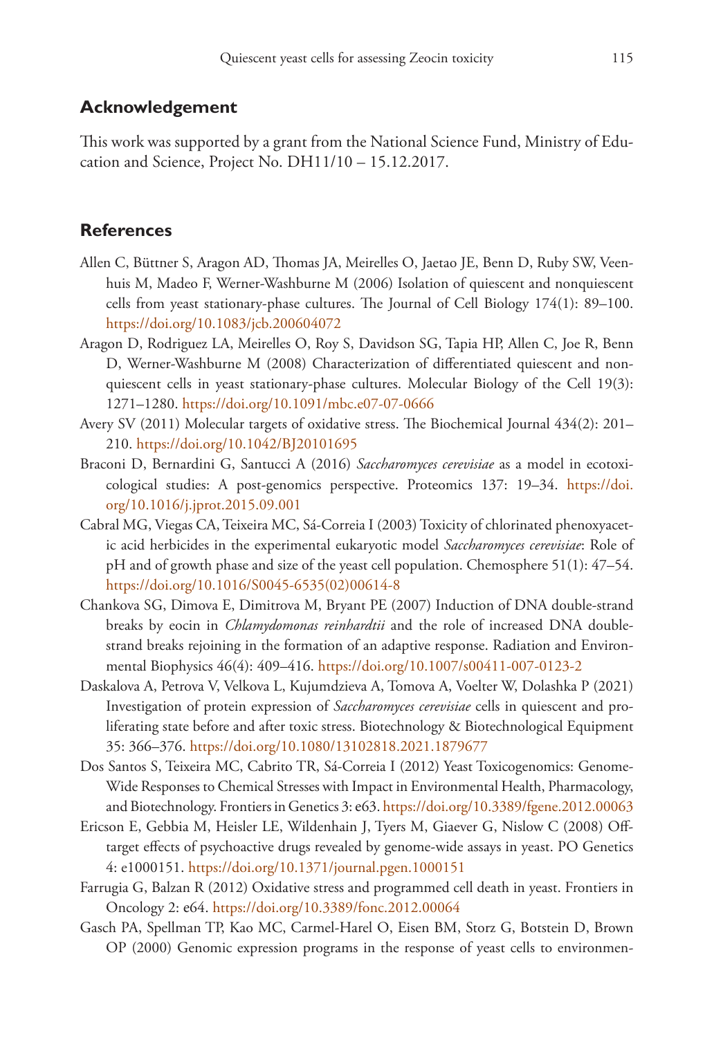## Acknowledgement

This work was supported by a grant from the National Science Fund, Ministry of Education and Science, Project No. DH11/10 – 15.12.2017.

## References

Allen C, Büttner S, Aragon AD, Thomas JA, Meirelles O, Jaetao JE, Benn D, Ruby SW, Veenhuis M, Madeo F, Werner-Washburne M (2006) Isolation of quiescent and nonquiescent cells from yeast stationary-phase cultures. The Journal of Cell Biology 174(1): 89–100. https://doi.org/10.1083/jcb.200604072

Aragon D, Rodriguez LA, Meirelles O, Roy S, Davidson SG, Tapia HP, Allen C, Joe R, Benn D, Werner-Washburne M (2008) Characterization of differentiated quiescent and nonquiescent cells in yeast stationary-phase cultures. Molecular Biology of the Cell 19(3): 1271–1280. https://doi.org/10.1091/mbc.e07-07-0666

Avery SV (2011) Molecular targets of oxidative stress. The Biochemical Journal 434(2): 201–210. https://doi.org/10.1042/BJ20101695

Braconi D, Bernardini G, Santucci A (2016) *Saccharomyces cerevisiae* as a model in ecotoxicological studies: A post-genomics perspective. Proteomics 137: 19–34. https://doi.org/10.1016/j.jprot.2015.09.001

Cabral MG, Viegas CA, Teixeira MC, Sá-Correia I (2003) Toxicity of chlorinated phenoxyacetic acid herbicides in the experimental eukaryotic model *Saccharomyces cerevisiae*: Role of pH and of growth phase and size of the yeast cell population. Chemosphere 51(1): 47–54. https://doi.org/10.1016/S0045-6535(02)00614-8

Chankova SG, Dimova E, Dimitrova M, Bryant PE (2007) Induction of DNA double-strand breaks by eocin in *Chlamydomonas reinhardtii* and the role of increased DNA double-strand breaks rejoining in the formation of an adaptive response. Radiation and Environmental Biophysics 46(4): 409–416. https://doi.org/10.1007/s00411-007-0123-2

Daskalova A, Petrova V, Velkova L, Kujumdzieva A, Tomova A, Voelter W, Dolashka P (2021) Investigation of protein expression of *Saccharomyces cerevisiae* cells in quiescent and proliferating state before and after toxic stress. Biotechnology & Biotechnological Equipment 35: 366–376. https://doi.org/10.1080/13102818.2021.1879677

Dos Santos S, Teixeira MC, Cabrito TR, Sá-Correia I (2012) Yeast Toxicogenomics: Genome-Wide Responses to Chemical Stresses with Impact in Environmental Health, Pharmacology, and Biotechnology. Frontiers in Genetics 3: e63. https://doi.org/10.3389/fgene.2012.00063

Ericson E, Gebbia M, Heisler LE, Wildenhain J, Tyers M, Giaever G, Nislow C (2008) Off-target effects of psychoactive drugs revealed by genome-wide assays in yeast. PO Genetics 4: e1000151. https://doi.org/10.1371/journal.pgen.1000151

Farrugia G, Balzan R (2012) Oxidative stress and programmed cell death in yeast. Frontiers in Oncology 2: e64. https://doi.org/10.3389/fonc.2012.00064

Gasch PA, Spellman TP, Kao MC, Carmel-Harel O, Eisen BM, Storz G, Botstein D, Brown OP (2000) Genomic expression programs in the response of yeast cells to environmen-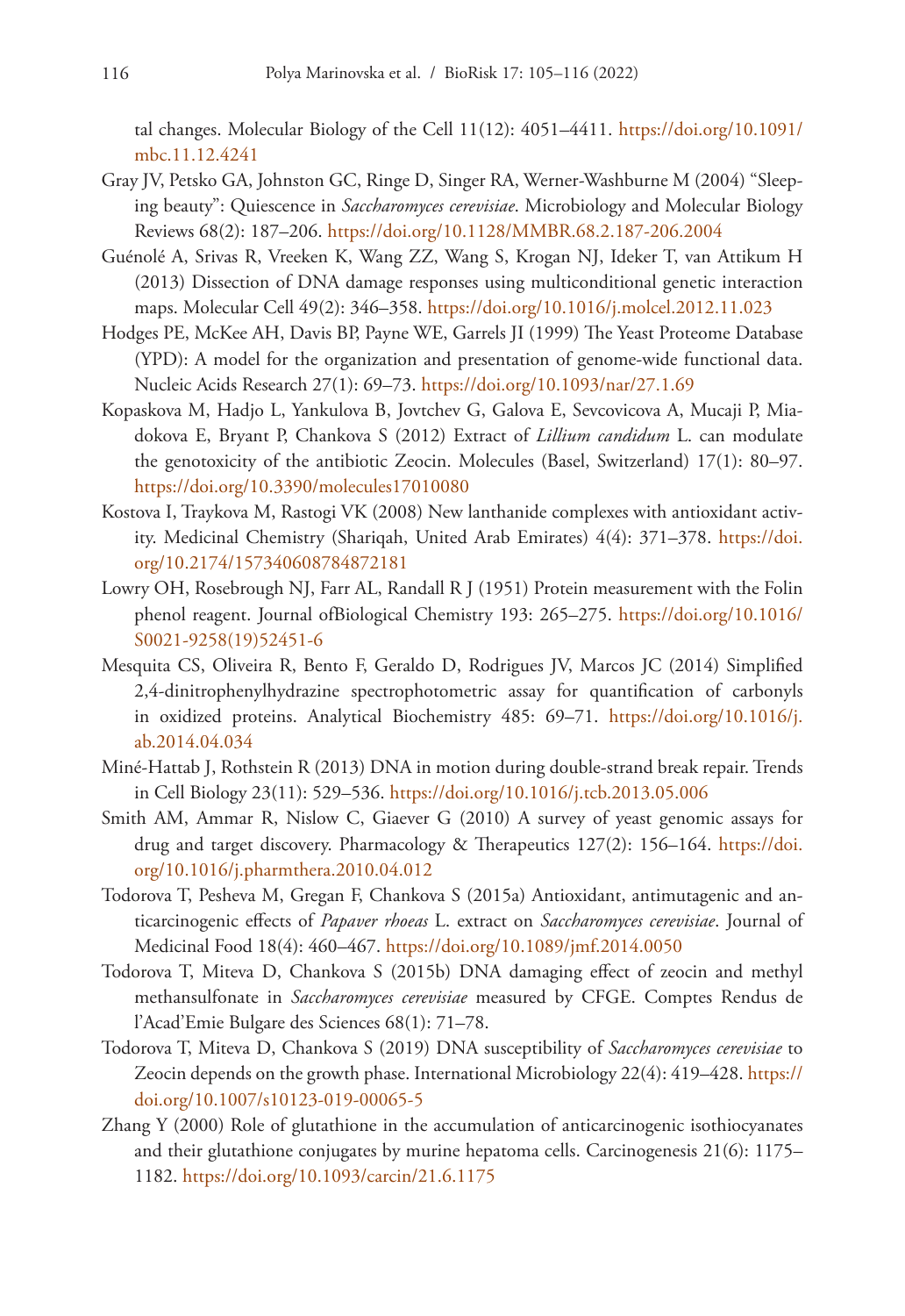tal changes. Molecular Biology of the Cell 11(12): 4051–4411. https://doi.org/10.1091/mbc.11.12.4241

Gray JV, Petsko GA, Johnston GC, Ringe D, Singer RA, Werner-Washburne M (2004) "Sleeping beauty": Quiescence in *Saccharomyces cerevisiae*. Microbiology and Molecular Biology Reviews 68(2): 187–206. https://doi.org/10.1128/MMBR.68.2.187-206.2004

Guénolé A, Srivas R, Vreeken K, Wang ZZ, Wang S, Krogan NJ, Ideker T, van Attikum H (2013) Dissection of DNA damage responses using multiconditional genetic interaction maps. Molecular Cell 49(2): 346–358. https://doi.org/10.1016/j.molcel.2012.11.023

Hodges PE, McKee AH, Davis BP, Payne WE, Garrels JI (1999) The Yeast Proteome Database (YPD): A model for the organization and presentation of genome-wide functional data. Nucleic Acids Research 27(1): 69–73. https://doi.org/10.1093/nar/27.1.69

Kopaskova M, Hadjo L, Yankulova B, Jovtchev G, Galova E, Sevcovicova A, Mucaji P, Miadokova E, Bryant P, Chankova S (2012) Extract of *Lillium candidum* L. can modulate the genotoxicity of the antibiotic Zeocin. Molecules (Basel, Switzerland) 17(1): 80–97. https://doi.org/10.3390/molecules17010080

Kostova I, Traykova M, Rastogi VK (2008) New lanthanide complexes with antioxidant activity. Medicinal Chemistry (Shariqah, United Arab Emirates) 4(4): 371–378. https://doi.org/10.2174/157340608784872181

Lowry OH, Rosebrough NJ, Farr AL, Randall R J (1951) Protein measurement with the Folin phenol reagent. Journal ofBiological Chemistry 193: 265–275. https://doi.org/10.1016/S0021-9258(19)52451-6

Mesquita CS, Oliveira R, Bento F, Geraldo D, Rodrigues JV, Marcos JC (2014) Simplified 2,4-dinitrophenylhydrazine spectrophotometric assay for quantification of carbonyls in oxidized proteins. Analytical Biochemistry 485: 69–71. https://doi.org/10.1016/j.ab.2014.04.034

Miné-Hattab J, Rothstein R (2013) DNA in motion during double-strand break repair. Trends in Cell Biology 23(11): 529–536. https://doi.org/10.1016/j.tcb.2013.05.006

Smith AM, Ammar R, Nislow C, Giaever G (2010) A survey of yeast genomic assays for drug and target discovery. Pharmacology & Therapeutics 127(2): 156–164. https://doi.org/10.1016/j.pharmthera.2010.04.012

Todorova T, Pesheva M, Gregan F, Chankova S (2015a) Antioxidant, antimutagenic and anticarcinogenic effects of *Papaver rhoeas* L. extract on *Saccharomyces cerevisiae*. Journal of Medicinal Food 18(4): 460–467. https://doi.org/10.1089/jmf.2014.0050

Todorova T, Miteva D, Chankova S (2015b) DNA damaging effect of zeocin and methyl methansulfonate in *Saccharomyces cerevisiae* measured by CFGE. Comptes Rendus de l'Acad'Emie Bulgare des Sciences 68(1): 71–78.

Todorova T, Miteva D, Chankova S (2019) DNA susceptibility of *Saccharomyces cerevisiae* to Zeocin depends on the growth phase. International Microbiology 22(4): 419–428. https://doi.org/10.1007/s10123-019-00065-5

Zhang Y (2000) Role of glutathione in the accumulation of anticarcinogenic isothiocyanates and their glutathione conjugates by murine hepatoma cells. Carcinogenesis 21(6): 1175–1182. https://doi.org/10.1093/carcin/21.6.1175